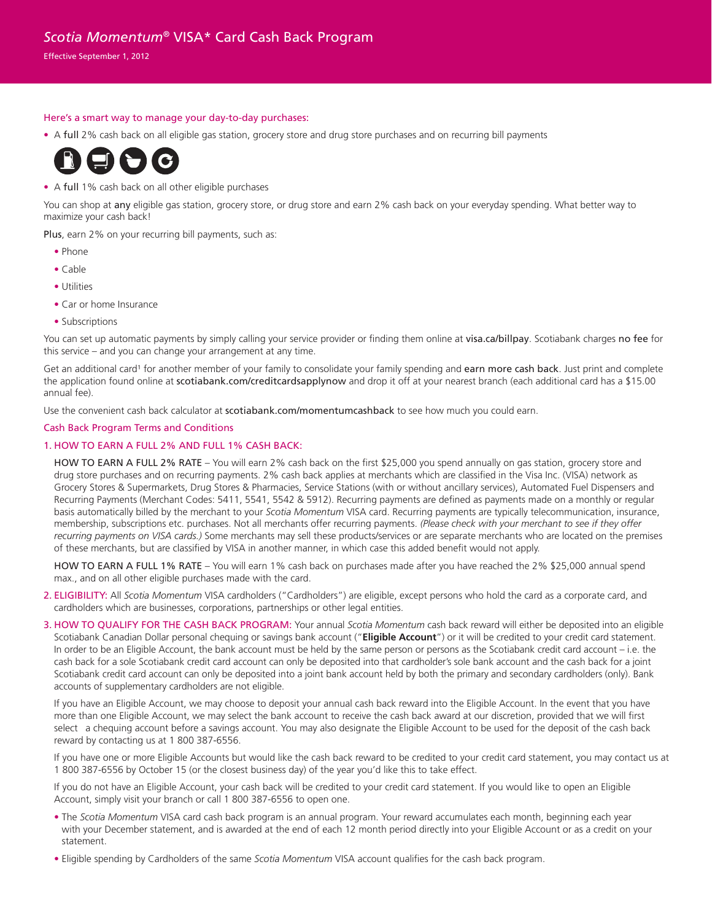# *Scotia Momentum*® VISA* Card Cash Back Program

Effective September 1, 2012

Here's a smart way to manage your day-to-day purchases:

- A full 2% cash back on all eligible gas station, grocery store and drug store purchases and on recurring bill payments
- A full 1% cash back on all other eligible purchases

You can shop at any eligible gas station, grocery store, or drug store and earn 2% cash back on your everyday spending. What better way to maximize your cash back!

Plus, earn 2% on your recurring bill payments, such as:

- Phone
- Cable
- Utilities
- Car or home Insurance
- Subscriptions

You can set up automatic payments by simply calling your service provider or finding them online at visa.ca/billpay. Scotiabank charges no fee for this service – and you can change your arrangement at any time.

Get an additional card[1] for another member of your family to consolidate your family spending and earn more cash back. Just print and complete the application found online at scotiabank.com/creditcardsapplynow and drop it off at your nearest branch (each additional card has a $15.00 annual fee).

Use the convenient cash back calculator at scotiabank.com/momentumcashback to see how much you could earn.

## Cash Back Program Terms and Conditions

### 1. HOW TO EARN A FULL 2% AND FULL 1% CASH BACK:

HOW TO EARN A FULL 2% RATE – You will earn 2% cash back on the first $25,000 you spend annually on gas station, grocery store and drug store purchases and on recurring payments. 2% cash back applies at merchants which are classified in the Visa Inc. (VISA) network as Grocery Stores & Supermarkets, Drug Stores & Pharmacies, Service Stations (with or without ancillary services), Automated Fuel Dispensers and Recurring Payments (Merchant Codes: 5411, 5541, 5542 & 5912). Recurring payments are defined as payments made on a monthly or regular basis automatically billed by the merchant to your *Scotia Momentum* VISA card. Recurring payments are typically telecommunication, insurance, membership, subscriptions etc. purchases. Not all merchants offer recurring payments. *(Please check with your merchant to see if they offer recurring payments on VISA cards.)* Some merchants may sell these products/services or are separate merchants who are located on the premises of these merchants, but are classified by VISA in another manner, in which case this added benefit would not apply.

HOW TO EARN A FULL 1% RATE – You will earn 1% cash back on purchases made after you have reached the 2% $25,000 annual spend max., and on all other eligible purchases made with the card.

2. ELIGIBILITY: All *Scotia Momentum* VISA cardholders ("Cardholders") are eligible, except persons who hold the card as a corporate card, and cardholders which are businesses, corporations, partnerships or other legal entities.

3. HOW TO QUALIFY FOR THE CASH BACK PROGRAM: Your annual *Scotia Momentum* cash back reward will either be deposited into an eligible Scotiabank Canadian Dollar personal chequing or savings bank account ("**Eligible Account**") or it will be credited to your credit card statement. In order to be an Eligible Account, the bank account must be held by the same person or persons as the Scotiabank credit card account – i.e. the cash back for a sole Scotiabank credit card account can only be deposited into that cardholder's sole bank account and the cash back for a joint Scotiabank credit card account can only be deposited into a joint bank account held by both the primary and secondary cardholders (only). Bank accounts of supplementary cardholders are not eligible.

If you have an Eligible Account, we may choose to deposit your annual cash back reward into the Eligible Account. In the event that you have more than one Eligible Account, we may select the bank account to receive the cash back award at our discretion, provided that we will first select a chequing account before a savings account. You may also designate the Eligible Account to be used for the deposit of the cash back reward by contacting us at 1 800 387-6556.

If you have one or more Eligible Accounts but would like the cash back reward to be credited to your credit card statement, you may contact us at 1 800 387-6556 by October 15 (or the closest business day) of the year you'd like this to take effect.

If you do not have an Eligible Account, your cash back will be credited to your credit card statement. If you would like to open an Eligible Account, simply visit your branch or call 1 800 387-6556 to open one.

- The *Scotia Momentum* VISA card cash back program is an annual program. Your reward accumulates each month, beginning each year with your December statement, and is awarded at the end of each 12 month period directly into your Eligible Account or as a credit on your statement.
- Eligible spending by Cardholders of the same *Scotia Momentum* VISA account qualifies for the cash back program.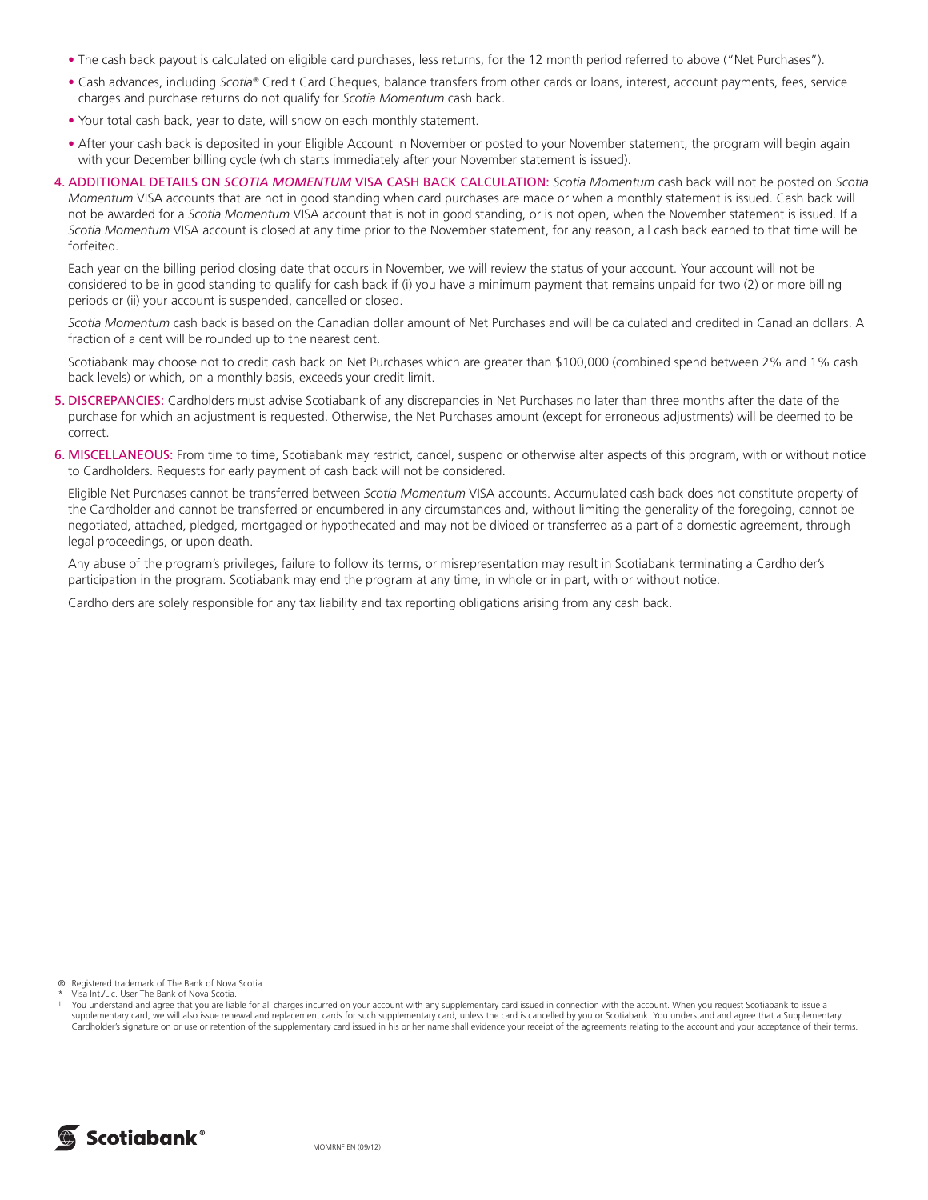- The cash back payout is calculated on eligible card purchases, less returns, for the 12 month period referred to above ("Net Purchases").
- Cash advances, including *Scotia*® Credit Card Cheques, balance transfers from other cards or loans, interest, account payments, fees, service charges and purchase returns do not qualify for *Scotia Momentum* cash back.
- Your total cash back, year to date, will show on each monthly statement.
- After your cash back is deposited in your Eligible Account in November or posted to your November statement, the program will begin again with your December billing cycle (which starts immediately after your November statement is issued).

4. **ADDITIONAL DETAILS ON *SCOTIA MOMENTUM* VISA CASH BACK CALCULATION:** *Scotia Momentum* cash back will not be posted on *Scotia Momentum* VISA accounts that are not in good standing when card purchases are made or when a monthly statement is issued. Cash back will not be awarded for a *Scotia Momentum* VISA account that is not in good standing, or is not open, when the November statement is issued. If a *Scotia Momentum* VISA account is closed at any time prior to the November statement, for any reason, all cash back earned to that time will be forfeited.

   Each year on the billing period closing date that occurs in November, we will review the status of your account. Your account will not be considered to be in good standing to qualify for cash back if (i) you have a minimum payment that remains unpaid for two (2) or more billing periods or (ii) your account is suspended, cancelled or closed.

   *Scotia Momentum* cash back is based on the Canadian dollar amount of Net Purchases and will be calculated and credited in Canadian dollars. A fraction of a cent will be rounded up to the nearest cent.

   Scotiabank may choose not to credit cash back on Net Purchases which are greater than $100,000 (combined spend between 2% and 1% cash back levels) or which, on a monthly basis, exceeds your credit limit.

5. **DISCREPANCIES:** Cardholders must advise Scotiabank of any discrepancies in Net Purchases no later than three months after the date of the purchase for which an adjustment is requested. Otherwise, the Net Purchases amount (except for erroneous adjustments) will be deemed to be correct.

6. **MISCELLANEOUS:** From time to time, Scotiabank may restrict, cancel, suspend or otherwise alter aspects of this program, with or without notice to Cardholders. Requests for early payment of cash back will not be considered.

   Eligible Net Purchases cannot be transferred between *Scotia Momentum* VISA accounts. Accumulated cash back does not constitute property of the Cardholder and cannot be transferred or encumbered in any circumstances and, without limiting the generality of the foregoing, cannot be negotiated, attached, pledged, mortgaged or hypothecated and may not be divided or transferred as a part of a domestic agreement, through legal proceedings, or upon death.

   Any abuse of the program's privileges, failure to follow its terms, or misrepresentation may result in Scotiabank terminating a Cardholder's participation in the program. Scotiabank may end the program at any time, in whole or in part, with or without notice.

   Cardholders are solely responsible for any tax liability and tax reporting obligations arising from any cash back.

® Registered trademark of The Bank of Nova Scotia.
* Visa Int./Lic. User The Bank of Nova Scotia.
[1] You understand and agree that you are liable for all charges incurred on your account with any supplementary card issued in connection with the account. When you request Scotiabank to issue a supplementary card, we will also issue renewal and replacement cards for such supplementary card, unless the card is cancelled by you or Scotiabank. You understand and agree that a Supplementary Cardholder's signature on or use or retention of the supplementary card issued in his or her name shall evidence your receipt of the agreements relating to the account and your acceptance of their terms.

Scotiabank®

MOMRNF EN (09/12)